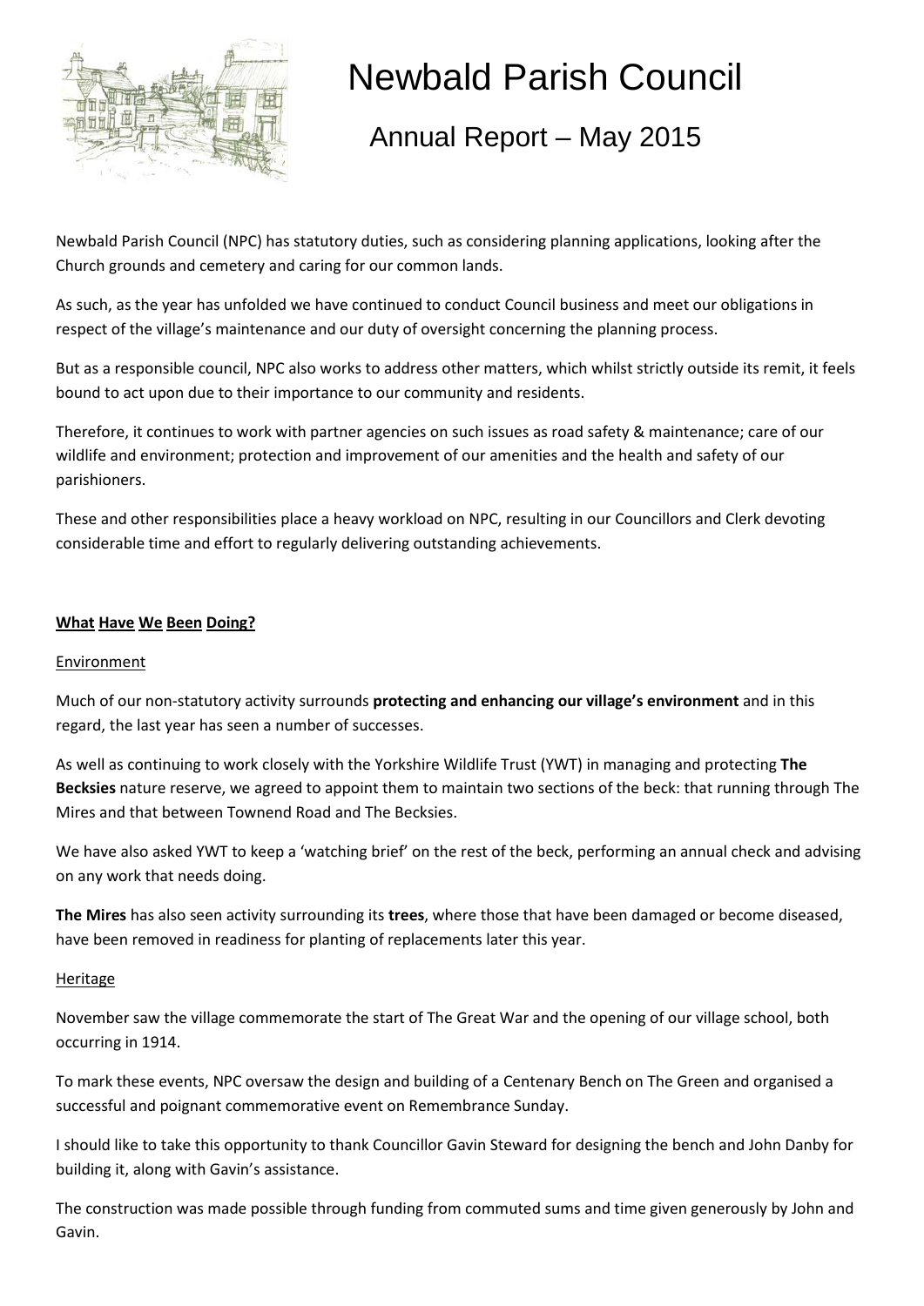# Newbald Parish Council

## Annual Report – May 2015

Newbald Parish Council (NPC) has statutory duties, such as considering planning applications, looking after the Church grounds and cemetery and caring for our common lands.

As such, as the year has unfolded we have continued to conduct Council business and meet our obligations in respect of the village's maintenance and our duty of oversight concerning the planning process.

But as a responsible council, NPC also works to address other matters, which whilst strictly outside its remit, it feels bound to act upon due to their importance to our community and residents.

Therefore, it continues to work with partner agencies on such issues as road safety & maintenance; care of our wildlife and environment; protection and improvement of our amenities and the health and safety of our parishioners.

These and other responsibilities place a heavy workload on NPC, resulting in our Councillors and Clerk devoting considerable time and effort to regularly delivering outstanding achievements.

### What Have We Been Doing?

#### Environment

Much of our non-statutory activity surrounds **protecting and enhancing our village's environment** and in this regard, the last year has seen a number of successes.

As well as continuing to work closely with the Yorkshire Wildlife Trust (YWT) in managing and protecting **The Becksies** nature reserve, we agreed to appoint them to maintain two sections of the beck: that running through The Mires and that between Townend Road and The Becksies.

We have also asked YWT to keep a 'watching brief' on the rest of the beck, performing an annual check and advising on any work that needs doing.

**The Mires** has also seen activity surrounding its **trees**, where those that have been damaged or become diseased, have been removed in readiness for planting of replacements later this year.

#### Heritage

November saw the village commemorate the start of The Great War and the opening of our village school, both occurring in 1914.

To mark these events, NPC oversaw the design and building of a Centenary Bench on The Green and organised a successful and poignant commemorative event on Remembrance Sunday.

I should like to take this opportunity to thank Councillor Gavin Steward for designing the bench and John Danby for building it, along with Gavin's assistance.

The construction was made possible through funding from commuted sums and time given generously by John and Gavin.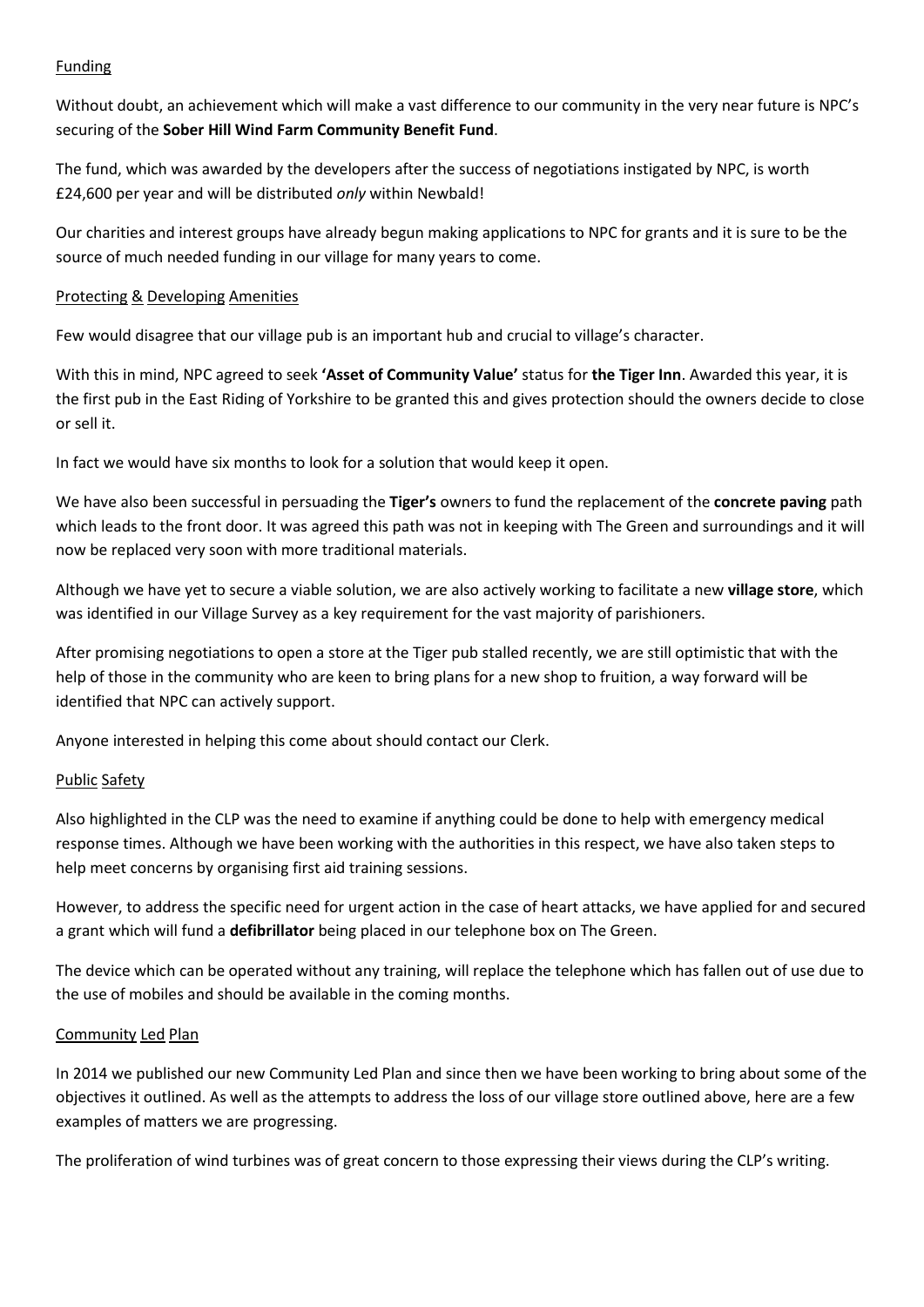## Funding

Without doubt, an achievement which will make a vast difference to our community in the very near future is NPC's securing of the **Sober Hill Wind Farm Community Benefit Fund**.

The fund, which was awarded by the developers after the success of negotiations instigated by NPC, is worth £24,600 per year and will be distributed *only* within Newbald!

Our charities and interest groups have already begun making applications to NPC for grants and it is sure to be the source of much needed funding in our village for many years to come.

## Protecting & Developing Amenities

Few would disagree that our village pub is an important hub and crucial to village's character.

With this in mind, NPC agreed to seek **'Asset of Community Value'** status for **the Tiger Inn**. Awarded this year, it is the first pub in the East Riding of Yorkshire to be granted this and gives protection should the owners decide to close or sell it.

In fact we would have six months to look for a solution that would keep it open.

We have also been successful in persuading the **Tiger's** owners to fund the replacement of the **concrete paving** path which leads to the front door. It was agreed this path was not in keeping with The Green and surroundings and it will now be replaced very soon with more traditional materials.

Although we have yet to secure a viable solution, we are also actively working to facilitate a new **village store**, which was identified in our Village Survey as a key requirement for the vast majority of parishioners.

After promising negotiations to open a store at the Tiger pub stalled recently, we are still optimistic that with the help of those in the community who are keen to bring plans for a new shop to fruition, a way forward will be identified that NPC can actively support.

Anyone interested in helping this come about should contact our Clerk.

## Public Safety

Also highlighted in the CLP was the need to examine if anything could be done to help with emergency medical response times. Although we have been working with the authorities in this respect, we have also taken steps to help meet concerns by organising first aid training sessions.

However, to address the specific need for urgent action in the case of heart attacks, we have applied for and secured a grant which will fund a **defibrillator** being placed in our telephone box on The Green.

The device which can be operated without any training, will replace the telephone which has fallen out of use due to the use of mobiles and should be available in the coming months.

## Community Led Plan

In 2014 we published our new Community Led Plan and since then we have been working to bring about some of the objectives it outlined. As well as the attempts to address the loss of our village store outlined above, here are a few examples of matters we are progressing.

The proliferation of wind turbines was of great concern to those expressing their views during the CLP's writing.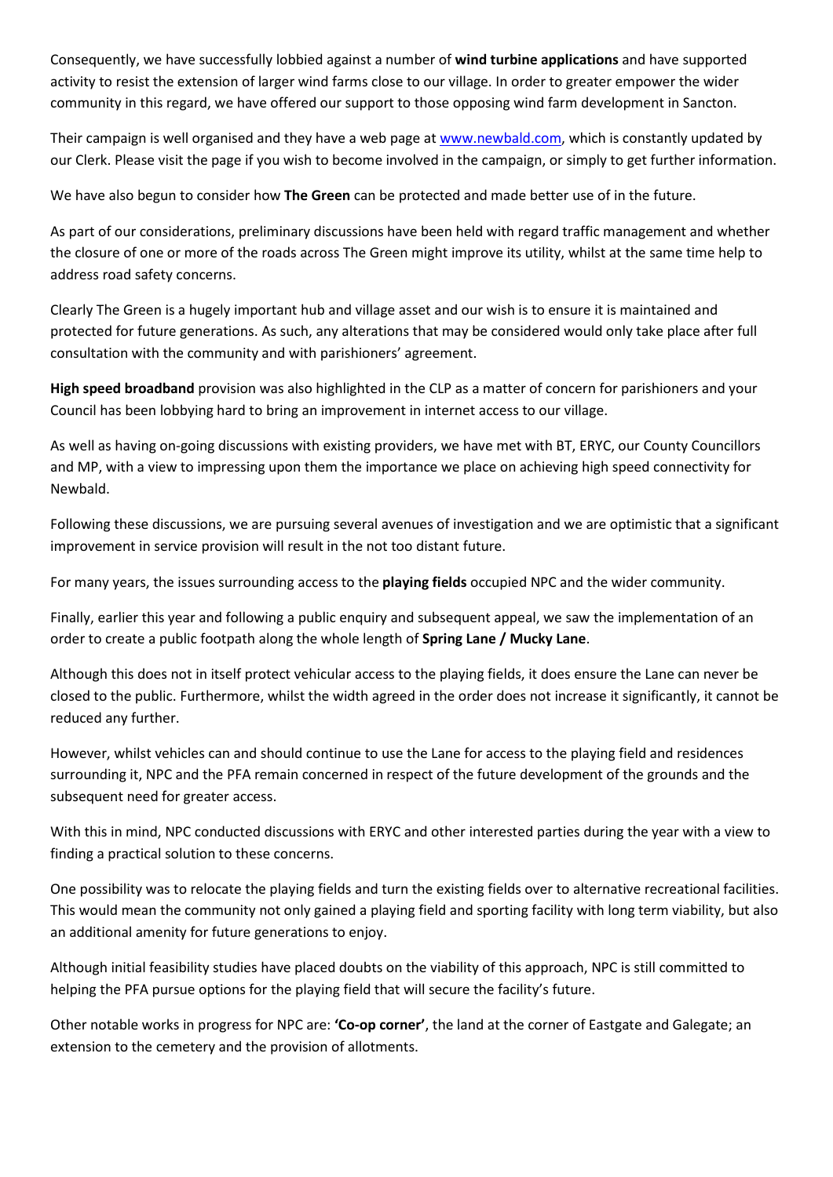Consequently, we have successfully lobbied against a number of **wind turbine applications** and have supported activity to resist the extension of larger wind farms close to our village. In order to greater empower the wider community in this regard, we have offered our support to those opposing wind farm development in Sancton.

Their campaign is well organised and they have a web page at www.newbald.com, which is constantly updated by our Clerk. Please visit the page if you wish to become involved in the campaign, or simply to get further information.

We have also begun to consider how **The Green** can be protected and made better use of in the future.

As part of our considerations, preliminary discussions have been held with regard traffic management and whether the closure of one or more of the roads across The Green might improve its utility, whilst at the same time help to address road safety concerns.

Clearly The Green is a hugely important hub and village asset and our wish is to ensure it is maintained and protected for future generations. As such, any alterations that may be considered would only take place after full consultation with the community and with parishioners' agreement.

**High speed broadband** provision was also highlighted in the CLP as a matter of concern for parishioners and your Council has been lobbying hard to bring an improvement in internet access to our village.

As well as having on-going discussions with existing providers, we have met with BT, ERYC, our County Councillors and MP, with a view to impressing upon them the importance we place on achieving high speed connectivity for Newbald.

Following these discussions, we are pursuing several avenues of investigation and we are optimistic that a significant improvement in service provision will result in the not too distant future.

For many years, the issues surrounding access to the **playing fields** occupied NPC and the wider community.

Finally, earlier this year and following a public enquiry and subsequent appeal, we saw the implementation of an order to create a public footpath along the whole length of **Spring Lane / Mucky Lane**.

Although this does not in itself protect vehicular access to the playing fields, it does ensure the Lane can never be closed to the public. Furthermore, whilst the width agreed in the order does not increase it significantly, it cannot be reduced any further.

However, whilst vehicles can and should continue to use the Lane for access to the playing field and residences surrounding it, NPC and the PFA remain concerned in respect of the future development of the grounds and the subsequent need for greater access.

With this in mind, NPC conducted discussions with ERYC and other interested parties during the year with a view to finding a practical solution to these concerns.

One possibility was to relocate the playing fields and turn the existing fields over to alternative recreational facilities. This would mean the community not only gained a playing field and sporting facility with long term viability, but also an additional amenity for future generations to enjoy.

Although initial feasibility studies have placed doubts on the viability of this approach, NPC is still committed to helping the PFA pursue options for the playing field that will secure the facility's future.

Other notable works in progress for NPC are: **'Co-op corner'**, the land at the corner of Eastgate and Galegate; an extension to the cemetery and the provision of allotments.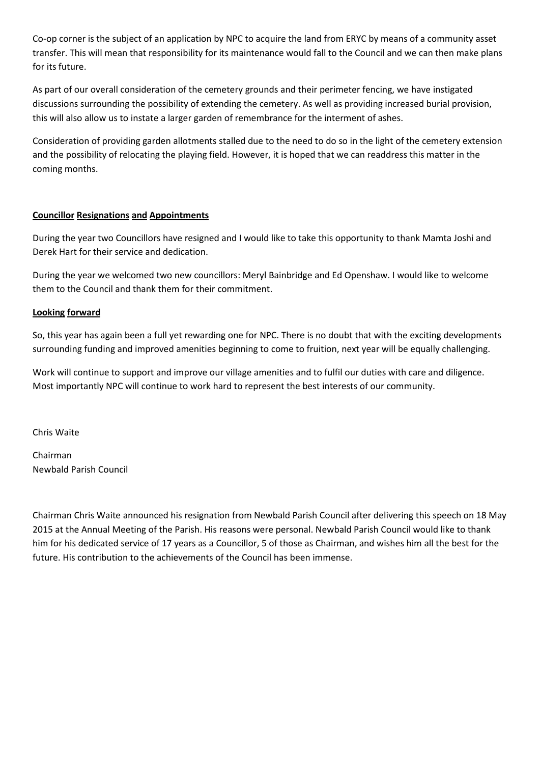Co-op corner is the subject of an application by NPC to acquire the land from ERYC by means of a community asset transfer. This will mean that responsibility for its maintenance would fall to the Council and we can then make plans for its future.

As part of our overall consideration of the cemetery grounds and their perimeter fencing, we have instigated discussions surrounding the possibility of extending the cemetery. As well as providing increased burial provision, this will also allow us to instate a larger garden of remembrance for the interment of ashes.

Consideration of providing garden allotments stalled due to the need to do so in the light of the cemetery extension and the possibility of relocating the playing field. However, it is hoped that we can readdress this matter in the coming months.

**Councillor Resignations and Appointments**

During the year two Councillors have resigned and I would like to take this opportunity to thank Mamta Joshi and Derek Hart for their service and dedication.

During the year we welcomed two new councillors: Meryl Bainbridge and Ed Openshaw. I would like to welcome them to the Council and thank them for their commitment.

**Looking forward**

So, this year has again been a full yet rewarding one for NPC. There is no doubt that with the exciting developments surrounding funding and improved amenities beginning to come to fruition, next year will be equally challenging.

Work will continue to support and improve our village amenities and to fulfil our duties with care and diligence. Most importantly NPC will continue to work hard to represent the best interests of our community.

Chris Waite

Chairman
Newbald Parish Council

Chairman Chris Waite announced his resignation from Newbald Parish Council after delivering this speech on 18 May 2015 at the Annual Meeting of the Parish. His reasons were personal. Newbald Parish Council would like to thank him for his dedicated service of 17 years as a Councillor, 5 of those as Chairman, and wishes him all the best for the future. His contribution to the achievements of the Council has been immense.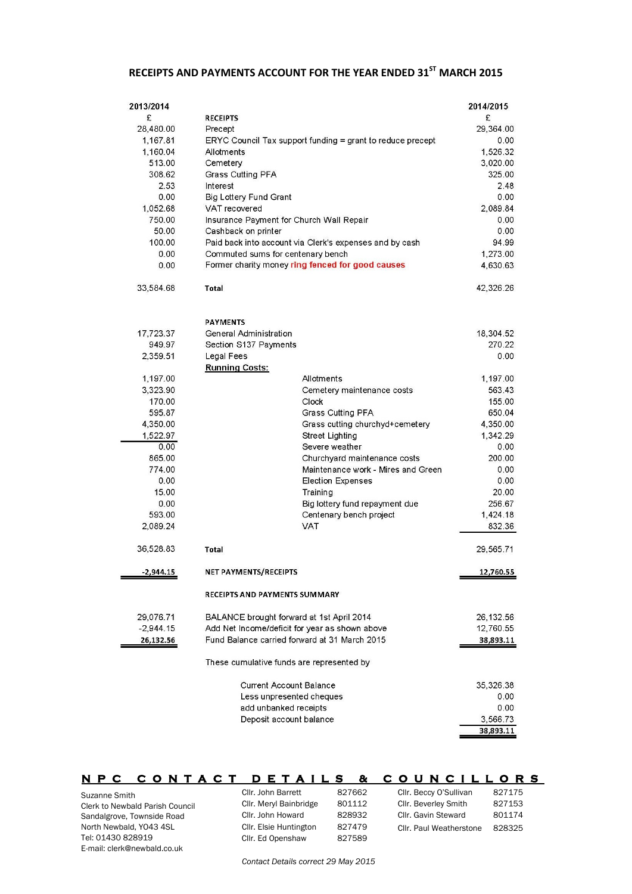## RECEIPTS AND PAYMENTS ACCOUNT FOR THE YEAR ENDED 31ST MARCH 2015

| 2013/2014 | | | 2014/2015 |
|---|---|---|---|
| £ | | | £ |
| | **RECEIPTS** | | |
| 28,480.00 | Precept | | 29,364.00 |
| 1,167.81 | ERYC Council Tax support funding = grant to reduce precept | | 0.00 |
| 1,160.04 | Allotments | | 1,526.32 |
| 513.00 | Cemetery | | 3,020.00 |
| 308.62 | Grass Cutting PFA | | 325.00 |
| 2.53 | Interest | | 2.48 |
| 0.00 | Big Lottery Fund Grant | | 0.00 |
| 1,052.68 | VAT recovered | | 2,089.84 |
| 750.00 | Insurance Payment for Church Wall Repair | | 0.00 |
| 50.00 | Cashback on printer | | 0.00 |
| 100.00 | Paid back into account via Clerk's expenses and by cash | | 94.99 |
| 0.00 | Commuted sums for centenary bench | | 1,273.00 |
| 0.00 | Former charity money ring fenced for good causes | | 4,630.63 |
| 33,584.68 | **Total** | | 42,326.26 |
| | **PAYMENTS** | | |
| 17,723.37 | General Administration | | 18,304.52 |
| 949.97 | Section S137 Payments | | 270.22 |
| 2,359.51 | Legal Fees | | 0.00 |
| | **Running Costs:** | | |
| 1,197.00 | | Allotments | 1,197.00 |
| 3,323.90 | | Cemetery maintenance costs | 563.43 |
| 170.00 | | Clock | 155.00 |
| 595.87 | | Grass Cutting PFA | 650.04 |
| 4,350.00 | | Grass cutting churchyd+cemetery | 4,350.00 |
| 1,522.97 | | Street Lighting | 1,342.29 |
| 0.00 | | Severe weather | 0.00 |
| 865.00 | | Churchyard maintenance costs | 200.00 |
| 774.00 | | Maintenance work - Mires and Green | 0.00 |
| 0.00 | | Election Expenses | 0.00 |
| 15.00 | | Training | 20.00 |
| 0.00 | | Big lottery fund repayment due | 256.67 |
| 593.00 | | Centenary bench project | 1,424.18 |
| 2,089.24 | | VAT | 832.36 |
| 36,528.83 | **Total** | | 29,565.71 |
| **-2,944.15** | **NET PAYMENTS/RECEIPTS** | | **12,760.55** |
| | **RECEIPTS AND PAYMENTS SUMMARY** | | |
| 29,076.71 | BALANCE brought forward at 1st April 2014 | | 26,132.56 |
| -2,944.15 | Add Net Income/deficit for year as shown above | | 12,760.55 |
| **26,132.56** | Fund Balance carried forward at 31 March 2015 | | **38,893.11** |

These cumulative funds are represented by

| | |
|---|---|
| Current Account Balance | 35,326.38 |
| Less unpresented cheques | 0.00 |
| add unbanked receipts | 0.00 |
| Deposit account balance | 3,566.73 |
| | **38,893.11** |

## NPC CONTACT DETAILS & COUNCILLORS

Suzanne Smith
Clerk to Newbald Parish Council
Sandalgrove, Townside Road
North Newbald, YO43 4SL
Tel: 01430 828919
E-mail: clerk@newbald.co.uk

| | | | |
|---|---|---|---|
| Cllr. John Barrett | 827662 | Cllr. Beccy O'Sullivan | 827175 |
| Cllr. Meryl Bainbridge | 801112 | Cllr. Beverley Smith | 827153 |
| Cllr. John Howard | 828932 | Cllr. Gavin Steward | 801174 |
| Cllr. Elsie Huntington | 827479 | Cllr. Paul Weatherstone | 828325 |
| Cllr. Ed Openshaw | 827589 | | |

*Contact Details correct 29 May 2015*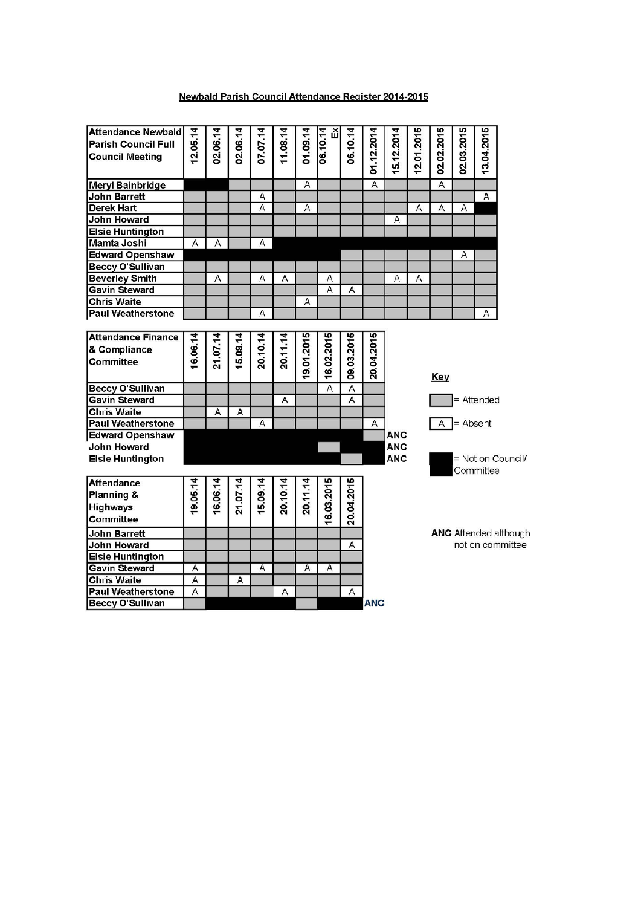## Newbald Parish Council Attendance Register 2014-2015

| Attendance Newbald Parish Council Full Council Meeting | 12.05.14 | 02.06.14 | 02.06.14 | 07.07.14 | 11.08.14 | 01.09.14 | 06.10.14 Ex | 06.10.14 | 01.12.2014 | 15.12.2014 | 12.01.2015 | 02.02.2015 | 02.03.2015 | 13.04.2015 |
|---|---|---|---|---|---|---|---|---|---|---|---|---|---|---|
| Meryl Bainbridge | ■ | ■ | | | | A | | | A | | | A | | |
| John Barrett | | | | A | | | | | | | | | | A |
| Derek Hart | | | | A | | A | | | | | A | A | A | ■ |
| John Howard | | | | | | | | | | A | | | | |
| Elsie Huntington | | | | | | | | | | | | | | |
| Mamta Joshi | A | A | | A | ■ | ■ | ■ | ■ | ■ | ■ | ■ | ■ | ■ | ■ |
| Edward Openshaw | ■ | ■ | ■ | ■ | ■ | ■ | ■ | | | | | | A | |
| Beccy O'Sullivan | | | | | | | | | | | | | | |
| Beverley Smith | | A | | A | A | | A | | | A | A | | | |
| Gavin Steward | | | | | | | A | A | | | | | | |
| Chris Waite | | | | | | A | | | | | | | | |
| Paul Weatherstone | | | | A | | | | | | | | | | A |

| Attendance Finance & Compliance Committee | 16.06.14 | 21.07.14 | 15.09.14 | 20.10.14 | 20.11.14 | 19.01.2015 | 16.02.2015 | 09.03.2015 | 20.04.2015 | |
|---|---|---|---|---|---|---|---|---|---|---|
| Beccy O'Sullivan | | | | | | | A | A | | |
| Gavin Steward | | | | | A | | | A | | |
| Chris Waite | | A | A | | | | | | | |
| Paul Weatherstone | | | | A | | | | | A | |
| Edward Openshaw | ■ | ■ | ■ | ■ | ■ | ■ | ■ | ■ | | ANC |
| John Howard | ■ | ■ | ■ | ■ | ■ | ■ | | ■ | ■ | ANC |
| Elsie Huntington | ■ | ■ | ■ | ■ | ■ | ■ | ■ | | ■ | ANC |

| Attendance Planning & Highways Committee | 19.05.14 | 16.06.14 | 21.07.14 | 15.09.14 | 20.10.14 | 20.11.14 | 16.03.2015 | 20.04.2015 | |
|---|---|---|---|---|---|---|---|---|---|
| John Barrett | | | | | | | | | |
| John Howard | | | | | | | | A | |
| Elsie Huntington | | | | | | | | | |
| Gavin Steward | A | | | A | | A | A | | |
| Chris Waite | A | | A | | | | | | |
| Paul Weatherstone | A | | | | A | | | A | |
| Beccy O'Sullivan | | ■ | ■ | ■ | ■ | | ■ | ■ | ANC |

**Key**

(grey) = Attended

A = Absent

■ = Not on Council/ Committee

**ANC** Attended although not on committee